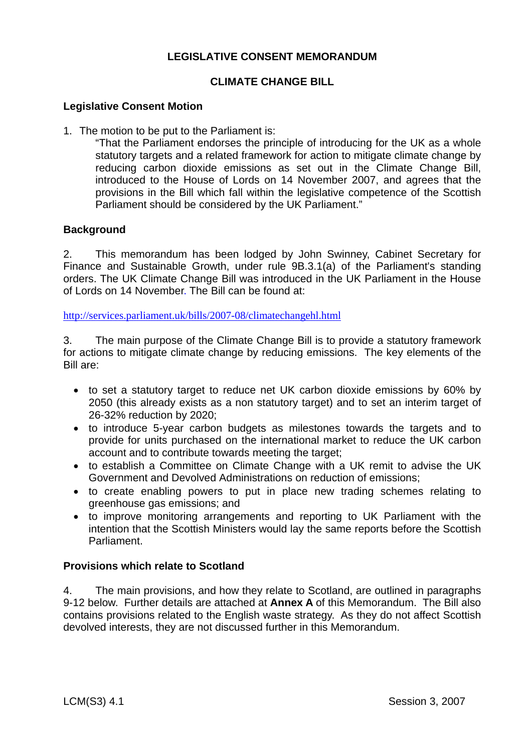# LEGISLATIVE CONSENT MEMORANDUM

## CLIMATE CHANGE BILL

### Legislative Consent Motion

1. The motion to be put to the Parliament is:

   "That the Parliament endorses the principle of introducing for the UK as a whole statutory targets and a related framework for action to mitigate climate change by reducing carbon dioxide emissions as set out in the Climate Change Bill, introduced to the House of Lords on 14 November 2007, and agrees that the provisions in the Bill which fall within the legislative competence of the Scottish Parliament should be considered by the UK Parliament."

### Background

2. This memorandum has been lodged by John Swinney, Cabinet Secretary for Finance and Sustainable Growth, under rule 9B.3.1(a) of the Parliament's standing orders. The UK Climate Change Bill was introduced in the UK Parliament in the House of Lords on 14 November. The Bill can be found at:

http://services.parliament.uk/bills/2007-08/climatechangehl.html

3. The main purpose of the Climate Change Bill is to provide a statutory framework for actions to mitigate climate change by reducing emissions. The key elements of the Bill are:

- to set a statutory target to reduce net UK carbon dioxide emissions by 60% by 2050 (this already exists as a non statutory target) and to set an interim target of 26-32% reduction by 2020;
- to introduce 5-year carbon budgets as milestones towards the targets and to provide for units purchased on the international market to reduce the UK carbon account and to contribute towards meeting the target;
- to establish a Committee on Climate Change with a UK remit to advise the UK Government and Devolved Administrations on reduction of emissions;
- to create enabling powers to put in place new trading schemes relating to greenhouse gas emissions; and
- to improve monitoring arrangements and reporting to UK Parliament with the intention that the Scottish Ministers would lay the same reports before the Scottish Parliament.

### Provisions which relate to Scotland

4. The main provisions, and how they relate to Scotland, are outlined in paragraphs 9-12 below. Further details are attached at **Annex A** of this Memorandum. The Bill also contains provisions related to the English waste strategy. As they do not affect Scottish devolved interests, they are not discussed further in this Memorandum.

LCM(S3) 4.1 Session 3, 2007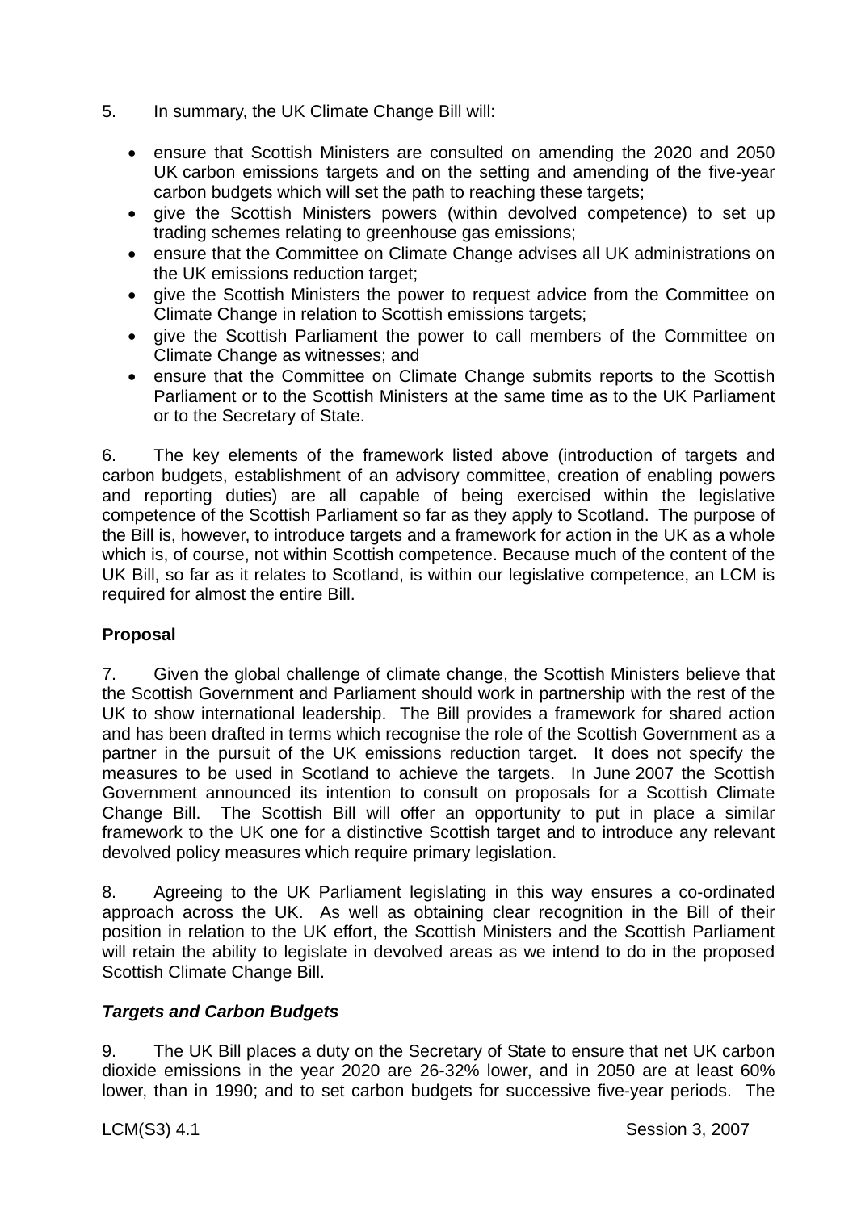5. In summary, the UK Climate Change Bill will:

- ensure that Scottish Ministers are consulted on amending the 2020 and 2050 UK carbon emissions targets and on the setting and amending of the five-year carbon budgets which will set the path to reaching these targets;
- give the Scottish Ministers powers (within devolved competence) to set up trading schemes relating to greenhouse gas emissions;
- ensure that the Committee on Climate Change advises all UK administrations on the UK emissions reduction target;
- give the Scottish Ministers the power to request advice from the Committee on Climate Change in relation to Scottish emissions targets;
- give the Scottish Parliament the power to call members of the Committee on Climate Change as witnesses; and
- ensure that the Committee on Climate Change submits reports to the Scottish Parliament or to the Scottish Ministers at the same time as to the UK Parliament or to the Secretary of State.

6. The key elements of the framework listed above (introduction of targets and carbon budgets, establishment of an advisory committee, creation of enabling powers and reporting duties) are all capable of being exercised within the legislative competence of the Scottish Parliament so far as they apply to Scotland. The purpose of the Bill is, however, to introduce targets and a framework for action in the UK as a whole which is, of course, not within Scottish competence. Because much of the content of the UK Bill, so far as it relates to Scotland, is within our legislative competence, an LCM is required for almost the entire Bill.

**Proposal**

7. Given the global challenge of climate change, the Scottish Ministers believe that the Scottish Government and Parliament should work in partnership with the rest of the UK to show international leadership. The Bill provides a framework for shared action and has been drafted in terms which recognise the role of the Scottish Government as a partner in the pursuit of the UK emissions reduction target. It does not specify the measures to be used in Scotland to achieve the targets. In June 2007 the Scottish Government announced its intention to consult on proposals for a Scottish Climate Change Bill. The Scottish Bill will offer an opportunity to put in place a similar framework to the UK one for a distinctive Scottish target and to introduce any relevant devolved policy measures which require primary legislation.

8. Agreeing to the UK Parliament legislating in this way ensures a co-ordinated approach across the UK. As well as obtaining clear recognition in the Bill of their position in relation to the UK effort, the Scottish Ministers and the Scottish Parliament will retain the ability to legislate in devolved areas as we intend to do in the proposed Scottish Climate Change Bill.

***Targets and Carbon Budgets***

9. The UK Bill places a duty on the Secretary of State to ensure that net UK carbon dioxide emissions in the year 2020 are 26-32% lower, and in 2050 are at least 60% lower, than in 1990; and to set carbon budgets for successive five-year periods. The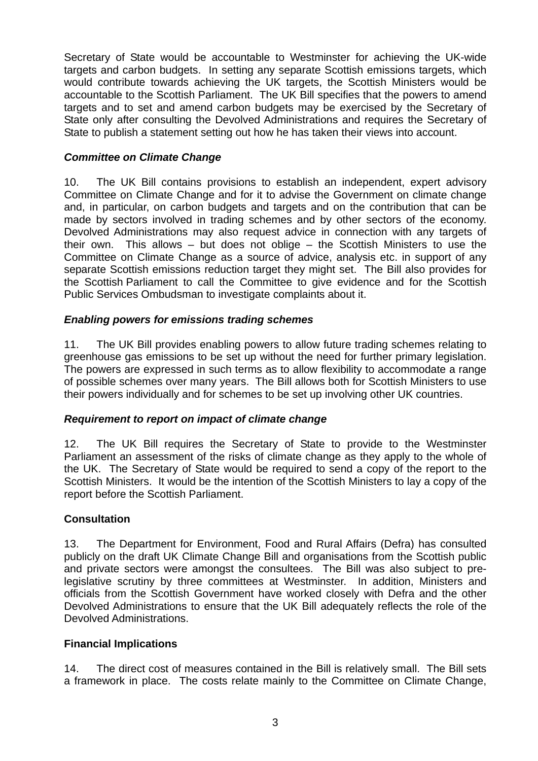Secretary of State would be accountable to Westminster for achieving the UK-wide targets and carbon budgets. In setting any separate Scottish emissions targets, which would contribute towards achieving the UK targets, the Scottish Ministers would be accountable to the Scottish Parliament. The UK Bill specifies that the powers to amend targets and to set and amend carbon budgets may be exercised by the Secretary of State only after consulting the Devolved Administrations and requires the Secretary of State to publish a statement setting out how he has taken their views into account.

***Committee on Climate Change***

10. The UK Bill contains provisions to establish an independent, expert advisory Committee on Climate Change and for it to advise the Government on climate change and, in particular, on carbon budgets and targets and on the contribution that can be made by sectors involved in trading schemes and by other sectors of the economy. Devolved Administrations may also request advice in connection with any targets of their own. This allows – but does not oblige – the Scottish Ministers to use the Committee on Climate Change as a source of advice, analysis etc. in support of any separate Scottish emissions reduction target they might set. The Bill also provides for the Scottish Parliament to call the Committee to give evidence and for the Scottish Public Services Ombudsman to investigate complaints about it.

***Enabling powers for emissions trading schemes***

11. The UK Bill provides enabling powers to allow future trading schemes relating to greenhouse gas emissions to be set up without the need for further primary legislation. The powers are expressed in such terms as to allow flexibility to accommodate a range of possible schemes over many years. The Bill allows both for Scottish Ministers to use their powers individually and for schemes to be set up involving other UK countries.

***Requirement to report on impact of climate change***

12. The UK Bill requires the Secretary of State to provide to the Westminster Parliament an assessment of the risks of climate change as they apply to the whole of the UK. The Secretary of State would be required to send a copy of the report to the Scottish Ministers. It would be the intention of the Scottish Ministers to lay a copy of the report before the Scottish Parliament.

**Consultation**

13. The Department for Environment, Food and Rural Affairs (Defra) has consulted publicly on the draft UK Climate Change Bill and organisations from the Scottish public and private sectors were amongst the consultees. The Bill was also subject to pre-legislative scrutiny by three committees at Westminster. In addition, Ministers and officials from the Scottish Government have worked closely with Defra and the other Devolved Administrations to ensure that the UK Bill adequately reflects the role of the Devolved Administrations.

**Financial Implications**

14. The direct cost of measures contained in the Bill is relatively small. The Bill sets a framework in place. The costs relate mainly to the Committee on Climate Change,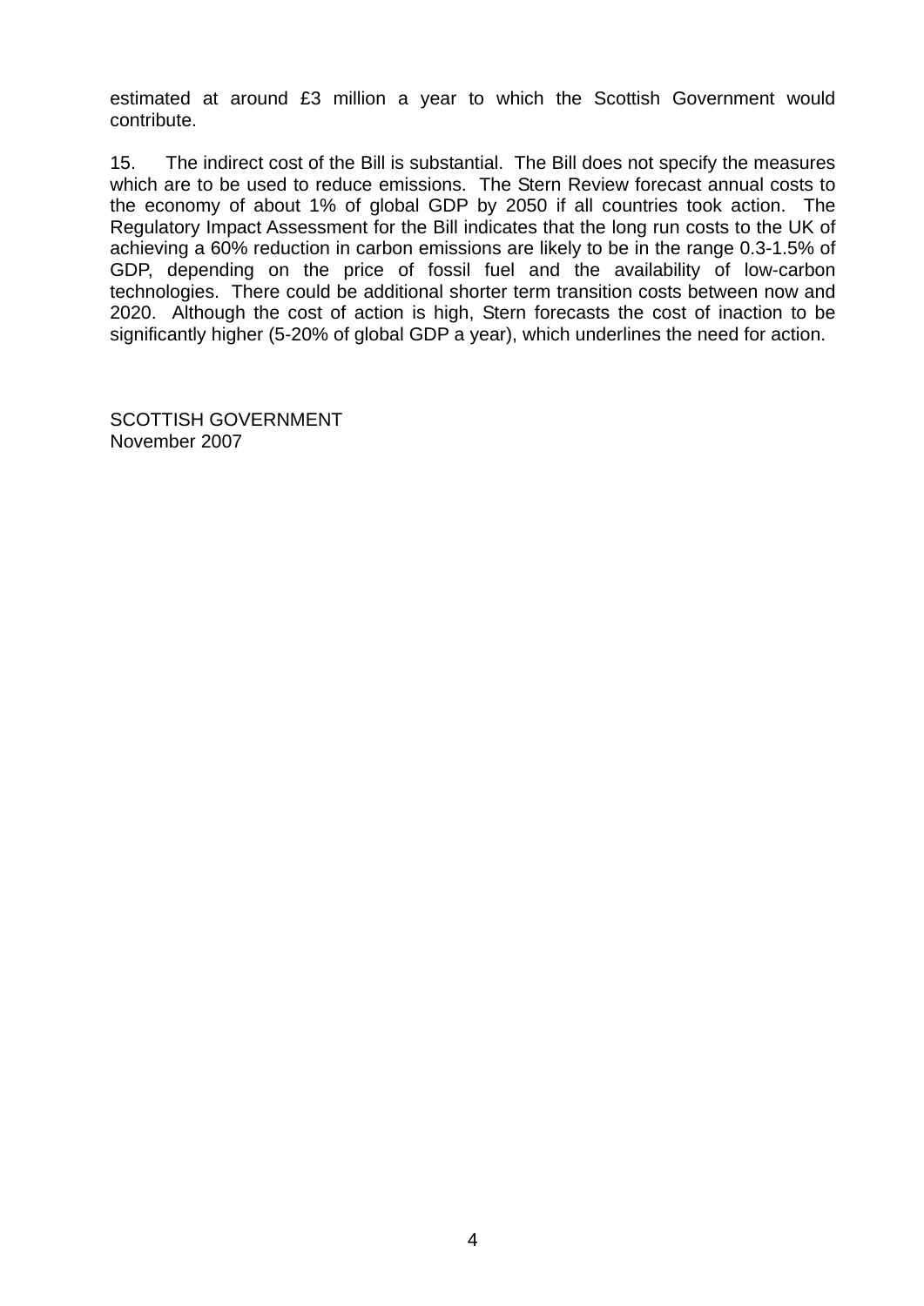estimated at around £3 million a year to which the Scottish Government would contribute.

15. The indirect cost of the Bill is substantial. The Bill does not specify the measures which are to be used to reduce emissions. The Stern Review forecast annual costs to the economy of about 1% of global GDP by 2050 if all countries took action. The Regulatory Impact Assessment for the Bill indicates that the long run costs to the UK of achieving a 60% reduction in carbon emissions are likely to be in the range 0.3-1.5% of GDP, depending on the price of fossil fuel and the availability of low-carbon technologies. There could be additional shorter term transition costs between now and 2020. Although the cost of action is high, Stern forecasts the cost of inaction to be significantly higher (5-20% of global GDP a year), which underlines the need for action.

SCOTTISH GOVERNMENT
November 2007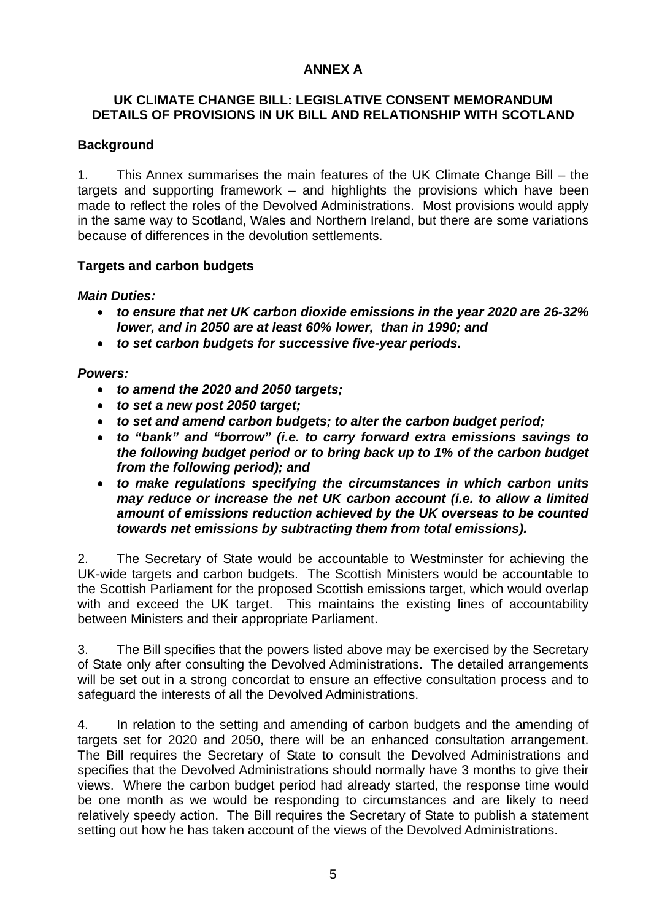**ANNEX A**

**UK CLIMATE CHANGE BILL: LEGISLATIVE CONSENT MEMORANDUM DETAILS OF PROVISIONS IN UK BILL AND RELATIONSHIP WITH SCOTLAND**

**Background**

1. This Annex summarises the main features of the UK Climate Change Bill – the targets and supporting framework – and highlights the provisions which have been made to reflect the roles of the Devolved Administrations. Most provisions would apply in the same way to Scotland, Wales and Northern Ireland, but there are some variations because of differences in the devolution settlements.

**Targets and carbon budgets**

***Main Duties:***

- ***to ensure that net UK carbon dioxide emissions in the year 2020 are 26-32% lower, and in 2050 are at least 60% lower, than in 1990; and***
- ***to set carbon budgets for successive five-year periods.***

***Powers:***

- ***to amend the 2020 and 2050 targets;***
- ***to set a new post 2050 target;***
- ***to set and amend carbon budgets; to alter the carbon budget period;***
- ***to "bank" and "borrow" (i.e. to carry forward extra emissions savings to the following budget period or to bring back up to 1% of the carbon budget from the following period); and***
- ***to make regulations specifying the circumstances in which carbon units may reduce or increase the net UK carbon account (i.e. to allow a limited amount of emissions reduction achieved by the UK overseas to be counted towards net emissions by subtracting them from total emissions).***

2. The Secretary of State would be accountable to Westminster for achieving the UK-wide targets and carbon budgets. The Scottish Ministers would be accountable to the Scottish Parliament for the proposed Scottish emissions target, which would overlap with and exceed the UK target. This maintains the existing lines of accountability between Ministers and their appropriate Parliament.

3. The Bill specifies that the powers listed above may be exercised by the Secretary of State only after consulting the Devolved Administrations. The detailed arrangements will be set out in a strong concordat to ensure an effective consultation process and to safeguard the interests of all the Devolved Administrations.

4. In relation to the setting and amending of carbon budgets and the amending of targets set for 2020 and 2050, there will be an enhanced consultation arrangement. The Bill requires the Secretary of State to consult the Devolved Administrations and specifies that the Devolved Administrations should normally have 3 months to give their views. Where the carbon budget period had already started, the response time would be one month as we would be responding to circumstances and are likely to need relatively speedy action. The Bill requires the Secretary of State to publish a statement setting out how he has taken account of the views of the Devolved Administrations.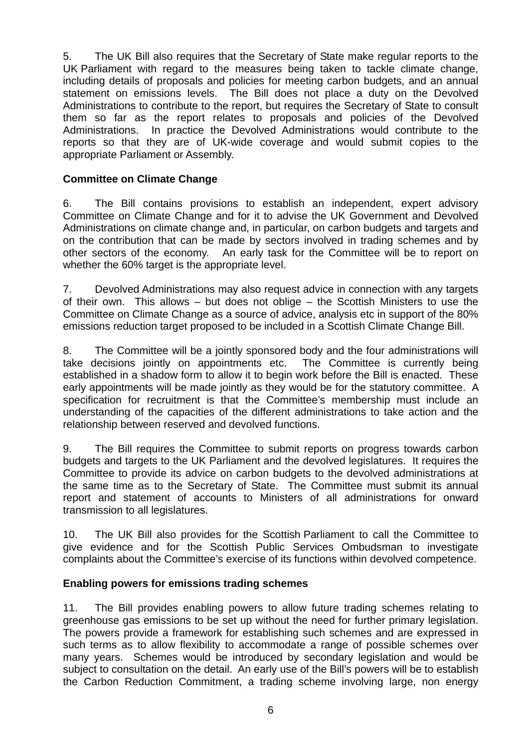5. The UK Bill also requires that the Secretary of State make regular reports to the UK Parliament with regard to the measures being taken to tackle climate change, including details of proposals and policies for meeting carbon budgets, and an annual statement on emissions levels. The Bill does not place a duty on the Devolved Administrations to contribute to the report, but requires the Secretary of State to consult them so far as the report relates to proposals and policies of the Devolved Administrations. In practice the Devolved Administrations would contribute to the reports so that they are of UK-wide coverage and would submit copies to the appropriate Parliament or Assembly.

**Committee on Climate Change**

6. The Bill contains provisions to establish an independent, expert advisory Committee on Climate Change and for it to advise the UK Government and Devolved Administrations on climate change and, in particular, on carbon budgets and targets and on the contribution that can be made by sectors involved in trading schemes and by other sectors of the economy. An early task for the Committee will be to report on whether the 60% target is the appropriate level.

7. Devolved Administrations may also request advice in connection with any targets of their own. This allows – but does not oblige – the Scottish Ministers to use the Committee on Climate Change as a source of advice, analysis etc in support of the 80% emissions reduction target proposed to be included in a Scottish Climate Change Bill.

8. The Committee will be a jointly sponsored body and the four administrations will take decisions jointly on appointments etc. The Committee is currently being established in a shadow form to allow it to begin work before the Bill is enacted. These early appointments will be made jointly as they would be for the statutory committee. A specification for recruitment is that the Committee's membership must include an understanding of the capacities of the different administrations to take action and the relationship between reserved and devolved functions.

9. The Bill requires the Committee to submit reports on progress towards carbon budgets and targets to the UK Parliament and the devolved legislatures. It requires the Committee to provide its advice on carbon budgets to the devolved administrations at the same time as to the Secretary of State. The Committee must submit its annual report and statement of accounts to Ministers of all administrations for onward transmission to all legislatures.

10. The UK Bill also provides for the Scottish Parliament to call the Committee to give evidence and for the Scottish Public Services Ombudsman to investigate complaints about the Committee's exercise of its functions within devolved competence.

**Enabling powers for emissions trading schemes**

11. The Bill provides enabling powers to allow future trading schemes relating to greenhouse gas emissions to be set up without the need for further primary legislation. The powers provide a framework for establishing such schemes and are expressed in such terms as to allow flexibility to accommodate a range of possible schemes over many years. Schemes would be introduced by secondary legislation and would be subject to consultation on the detail. An early use of the Bill's powers will be to establish the Carbon Reduction Commitment, a trading scheme involving large, non energy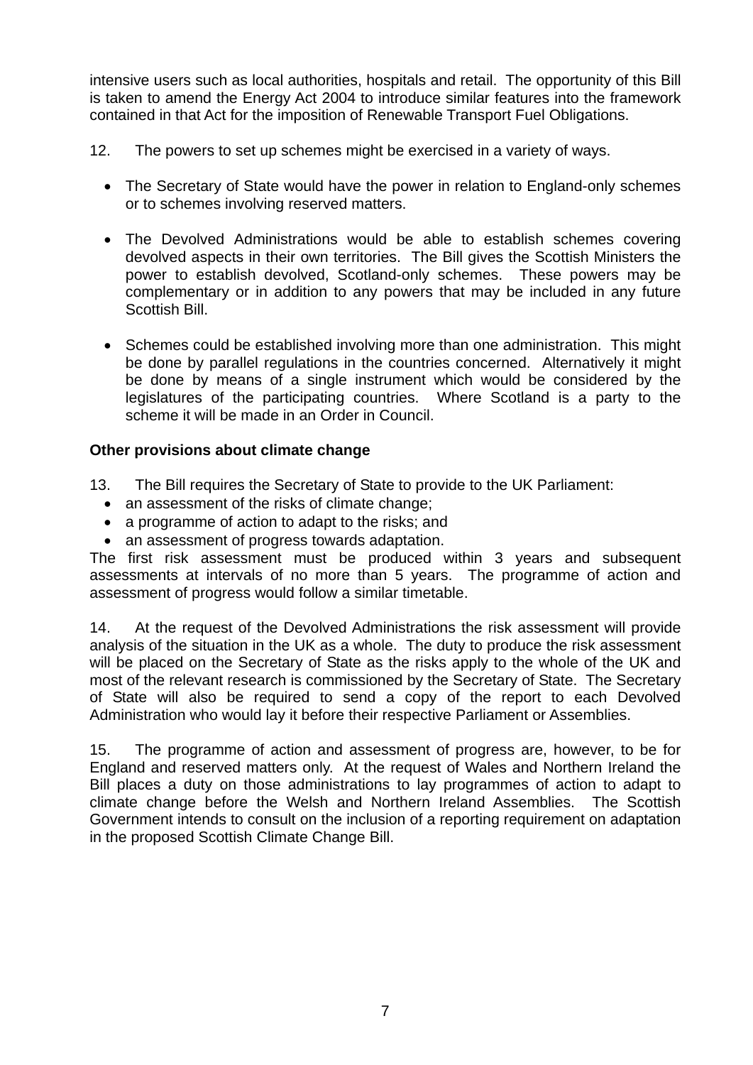intensive users such as local authorities, hospitals and retail. The opportunity of this Bill is taken to amend the Energy Act 2004 to introduce similar features into the framework contained in that Act for the imposition of Renewable Transport Fuel Obligations.

12. The powers to set up schemes might be exercised in a variety of ways.

- The Secretary of State would have the power in relation to England-only schemes or to schemes involving reserved matters.
- The Devolved Administrations would be able to establish schemes covering devolved aspects in their own territories. The Bill gives the Scottish Ministers the power to establish devolved, Scotland-only schemes. These powers may be complementary or in addition to any powers that may be included in any future Scottish Bill.
- Schemes could be established involving more than one administration. This might be done by parallel regulations in the countries concerned. Alternatively it might be done by means of a single instrument which would be considered by the legislatures of the participating countries. Where Scotland is a party to the scheme it will be made in an Order in Council.

**Other provisions about climate change**

13. The Bill requires the Secretary of State to provide to the UK Parliament:

- an assessment of the risks of climate change;
- a programme of action to adapt to the risks; and
- an assessment of progress towards adaptation.

The first risk assessment must be produced within 3 years and subsequent assessments at intervals of no more than 5 years. The programme of action and assessment of progress would follow a similar timetable.

14. At the request of the Devolved Administrations the risk assessment will provide analysis of the situation in the UK as a whole. The duty to produce the risk assessment will be placed on the Secretary of State as the risks apply to the whole of the UK and most of the relevant research is commissioned by the Secretary of State. The Secretary of State will also be required to send a copy of the report to each Devolved Administration who would lay it before their respective Parliament or Assemblies.

15. The programme of action and assessment of progress are, however, to be for England and reserved matters only. At the request of Wales and Northern Ireland the Bill places a duty on those administrations to lay programmes of action to adapt to climate change before the Welsh and Northern Ireland Assemblies. The Scottish Government intends to consult on the inclusion of a reporting requirement on adaptation in the proposed Scottish Climate Change Bill.